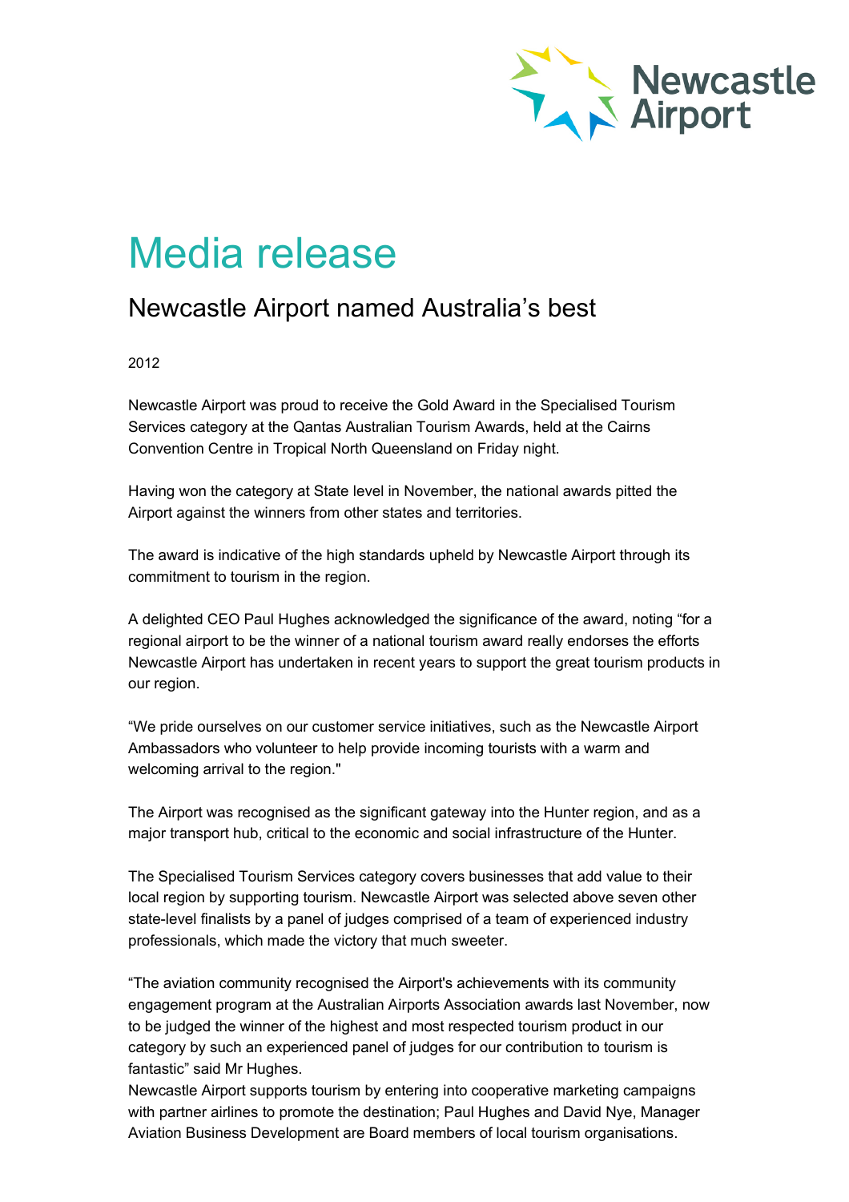Newcastle Airport

# Media release

## Newcastle Airport named Australia's best

2012

Newcastle Airport was proud to receive the Gold Award in the Specialised Tourism Services category at the Qantas Australian Tourism Awards, held at the Cairns Convention Centre in Tropical North Queensland on Friday night.

Having won the category at State level in November, the national awards pitted the Airport against the winners from other states and territories.

The award is indicative of the high standards upheld by Newcastle Airport through its commitment to tourism in the region.

A delighted CEO Paul Hughes acknowledged the significance of the award, noting "for a regional airport to be the winner of a national tourism award really endorses the efforts Newcastle Airport has undertaken in recent years to support the great tourism products in our region.

"We pride ourselves on our customer service initiatives, such as the Newcastle Airport Ambassadors who volunteer to help provide incoming tourists with a warm and welcoming arrival to the region."

The Airport was recognised as the significant gateway into the Hunter region, and as a major transport hub, critical to the economic and social infrastructure of the Hunter.

The Specialised Tourism Services category covers businesses that add value to their local region by supporting tourism. Newcastle Airport was selected above seven other state-level finalists by a panel of judges comprised of a team of experienced industry professionals, which made the victory that much sweeter.

"The aviation community recognised the Airport's achievements with its community engagement program at the Australian Airports Association awards last November, now to be judged the winner of the highest and most respected tourism product in our category by such an experienced panel of judges for our contribution to tourism is fantastic" said Mr Hughes.

Newcastle Airport supports tourism by entering into cooperative marketing campaigns with partner airlines to promote the destination; Paul Hughes and David Nye, Manager Aviation Business Development are Board members of local tourism organisations.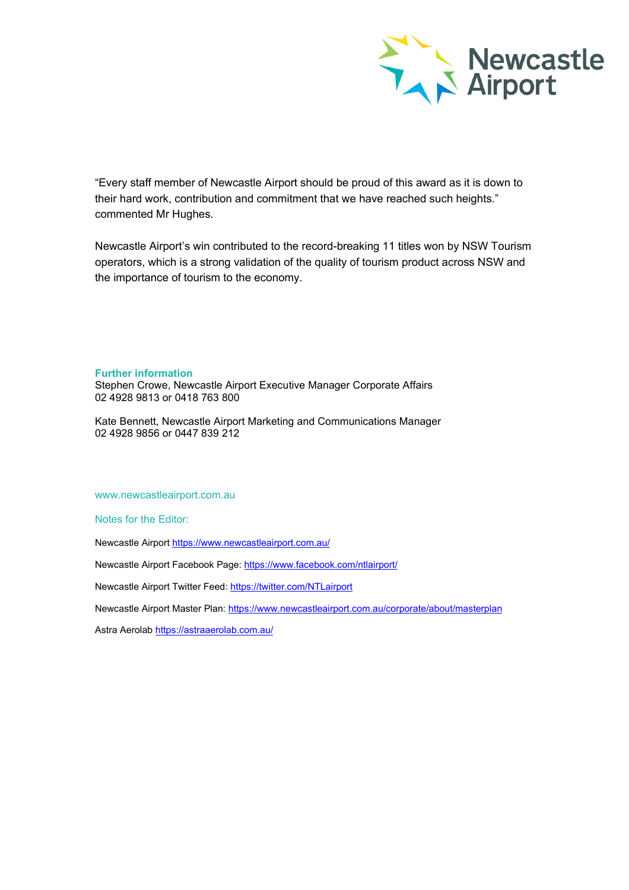"Every staff member of Newcastle Airport should be proud of this award as it is down to their hard work, contribution and commitment that we have reached such heights." commented Mr Hughes.

Newcastle Airport's win contributed to the record-breaking 11 titles won by NSW Tourism operators, which is a strong validation of the quality of tourism product across NSW and the importance of tourism to the economy.

**Further information**

Stephen Crowe, Newcastle Airport Executive Manager Corporate Affairs
02 4928 9813 or 0418 763 800

Kate Bennett, Newcastle Airport Marketing and Communications Manager
02 4928 9856 or 0447 839 212

www.newcastleairport.com.au

Notes for the Editor:

Newcastle Airport https://www.newcastleairport.com.au/

Newcastle Airport Facebook Page: https://www.facebook.com/ntlairport/

Newcastle Airport Twitter Feed: https://twitter.com/NTLairport

Newcastle Airport Master Plan: https://www.newcastleairport.com.au/corporate/about/masterplan

Astra Aerolab https://astraaerolab.com.au/